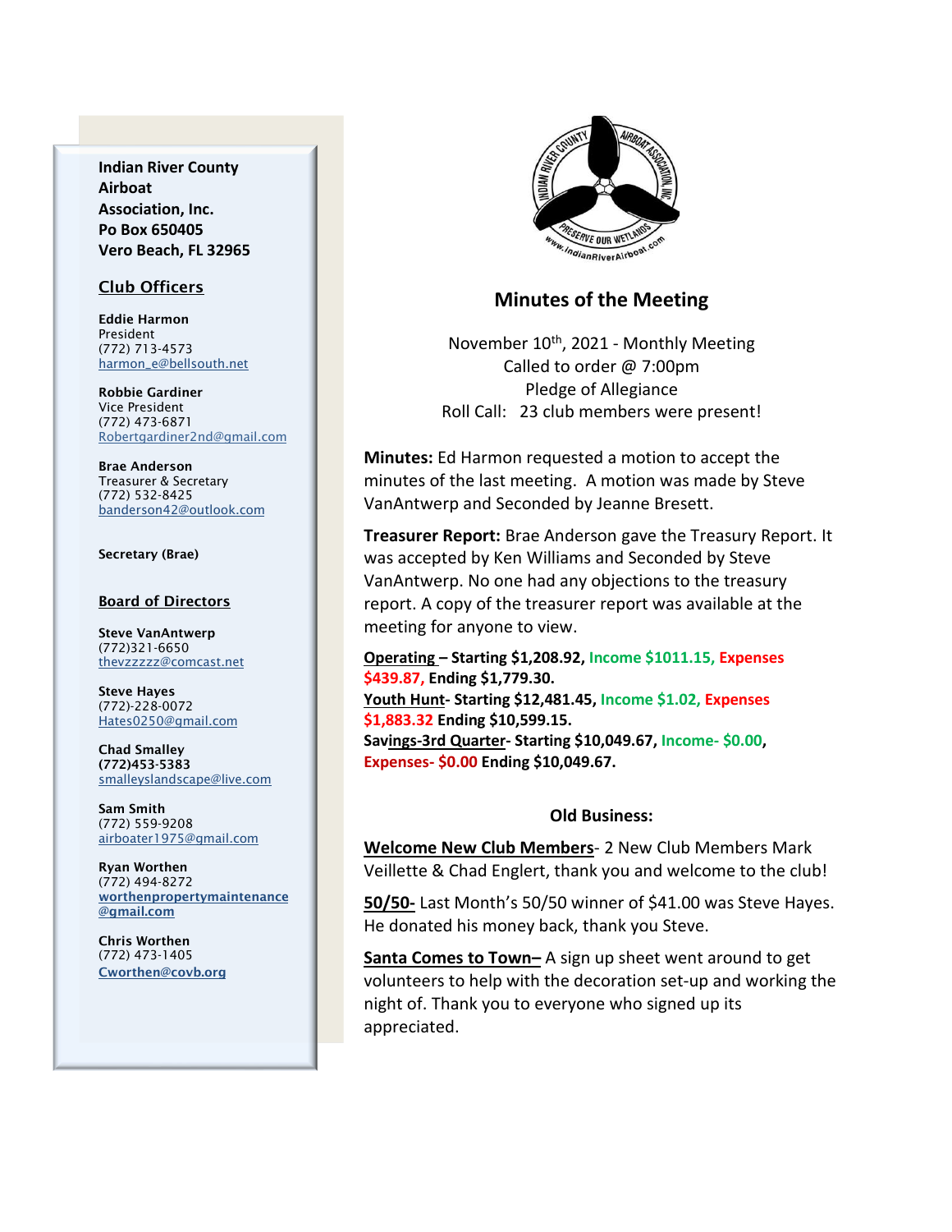**Indian River County Airboat Association, Inc.**
**Po Box 650405**
**Vero Beach, FL 32965**

## Club Officers

**Eddie Harmon**
President
(772) 713-4573
harmon_e@bellsouth.net

**Robbie Gardiner**
Vice President
(772) 473-6871
Robertgardiner2nd@gmail.com

**Brae Anderson**
Treasurer & Secretary
(772) 532-8425
banderson42@outlook.com

**Secretary (Brae)**

## Board of Directors

**Steve VanAntwerp**
(772)321-6650
thevzzzzz@comcast.net

**Steve Hayes**
(772)-228-0072
Hates0250@gmail.com

**Chad Smalley**
**(772)453-5383**
smalleyslandscape@live.com

**Sam Smith**
(772) 559-9208
airboater1975@gmail.com

**Ryan Worthen**
(772) 494-8272
**worthenpropertymaintenance@gmail.com**

**Chris Worthen**
(772) 473-1405
**Cworthen@covb.org**

# Minutes of the Meeting

November 10th, 2021 - Monthly Meeting
Called to order @ 7:00pm
Pledge of Allegiance
Roll Call: 23 club members were present!

**Minutes:** Ed Harmon requested a motion to accept the minutes of the last meeting. A motion was made by Steve VanAntwerp and Seconded by Jeanne Bresett.

**Treasurer Report:** Brae Anderson gave the Treasury Report. It was accepted by Ken Williams and Seconded by Steve VanAntwerp. No one had any objections to the treasury report. A copy of the treasurer report was available at the meeting for anyone to view.

**Operating – Starting $1,208.92, Income $1011.15, Expenses $439.87, Ending $1,779.30.**
**Youth Hunt- Starting $12,481.45, Income $1.02, Expenses $1,883.32 Ending $10,599.15.**
**Savings-3rd Quarter- Starting $10,049.67, Income- $0.00, Expenses- $0.00 Ending $10,049.67.**

### Old Business:

**Welcome New Club Members**- 2 New Club Members Mark Veillette & Chad Englert, thank you and welcome to the club!

**50/50-** Last Month's 50/50 winner of $41.00 was Steve Hayes. He donated his money back, thank you Steve.

**Santa Comes to Town–** A sign up sheet went around to get volunteers to help with the decoration set-up and working the night of. Thank you to everyone who signed up its appreciated.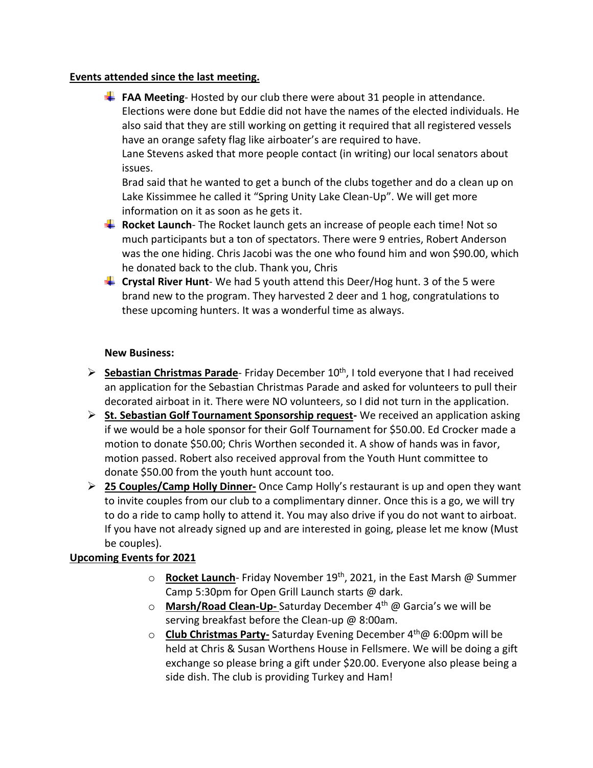**Events attended since the last meeting.**

- **FAA Meeting**- Hosted by our club there were about 31 people in attendance. Elections were done but Eddie did not have the names of the elected individuals. He also said that they are still working on getting it required that all registered vessels have an orange safety flag like airboater's are required to have.
  Lane Stevens asked that more people contact (in writing) our local senators about issues.
  Brad said that he wanted to get a bunch of the clubs together and do a clean up on Lake Kissimmee he called it "Spring Unity Lake Clean-Up". We will get more information on it as soon as he gets it.
- **Rocket Launch**- The Rocket launch gets an increase of people each time! Not so much participants but a ton of spectators. There were 9 entries, Robert Anderson was the one hiding. Chris Jacobi was the one who found him and won $90.00, which he donated back to the club. Thank you, Chris
- **Crystal River Hunt**- We had 5 youth attend this Deer/Hog hunt. 3 of the 5 were brand new to the program. They harvested 2 deer and 1 hog, congratulations to these upcoming hunters. It was a wonderful time as always.

**New Business:**

- **Sebastian Christmas Parade**- Friday December 10th, I told everyone that I had received an application for the Sebastian Christmas Parade and asked for volunteers to pull their decorated airboat in it. There were NO volunteers, so I did not turn in the application.
- **St. Sebastian Golf Tournament Sponsorship request-** We received an application asking if we would be a hole sponsor for their Golf Tournament for $50.00. Ed Crocker made a motion to donate $50.00; Chris Worthen seconded it. A show of hands was in favor, motion passed. Robert also received approval from the Youth Hunt committee to donate $50.00 from the youth hunt account too.
- **25 Couples/Camp Holly Dinner-** Once Camp Holly's restaurant is up and open they want to invite couples from our club to a complimentary dinner. Once this is a go, we will try to do a ride to camp holly to attend it. You may also drive if you do not want to airboat. If you have not already signed up and are interested in going, please let me know (Must be couples).

**Upcoming Events for 2021**

- **Rocket Launch**- Friday November 19th, 2021, in the East Marsh @ Summer Camp 5:30pm for Open Grill Launch starts @ dark.
- **Marsh/Road Clean-Up-** Saturday December 4th @ Garcia's we will be serving breakfast before the Clean-up @ 8:00am.
- **Club Christmas Party-** Saturday Evening December 4th@ 6:00pm will be held at Chris & Susan Worthens House in Fellsmere. We will be doing a gift exchange so please bring a gift under $20.00. Everyone also please being a side dish. The club is providing Turkey and Ham!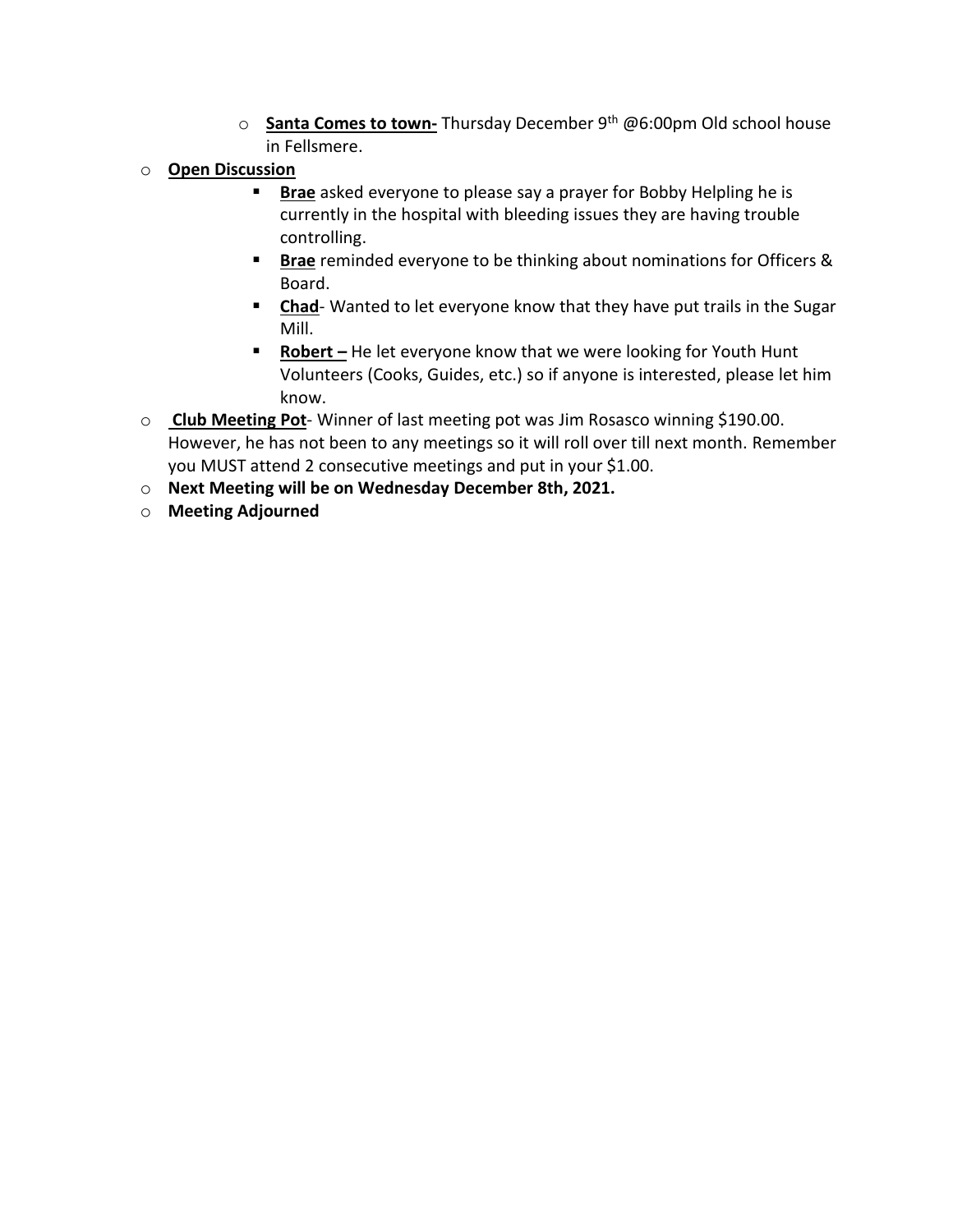- **<u>Santa Comes to town-</u>** Thursday December 9th @6:00pm Old school house in Fellsmere.
- **<u>Open Discussion</u>**
  - **<u>Brae</u>** asked everyone to please say a prayer for Bobby Helpling he is currently in the hospital with bleeding issues they are having trouble controlling.
  - **<u>Brae</u>** reminded everyone to be thinking about nominations for Officers & Board.
  - **<u>Chad</u>**- Wanted to let everyone know that they have put trails in the Sugar Mill.
  - **<u>Robert –</u>** He let everyone know that we were looking for Youth Hunt Volunteers (Cooks, Guides, etc.) so if anyone is interested, please let him know.
- **<u>Club Meeting Pot</u>**- Winner of last meeting pot was Jim Rosasco winning $190.00. However, he has not been to any meetings so it will roll over till next month. Remember you MUST attend 2 consecutive meetings and put in your $1.00.
- **Next Meeting will be on Wednesday December 8th, 2021.**
- **Meeting Adjourned**